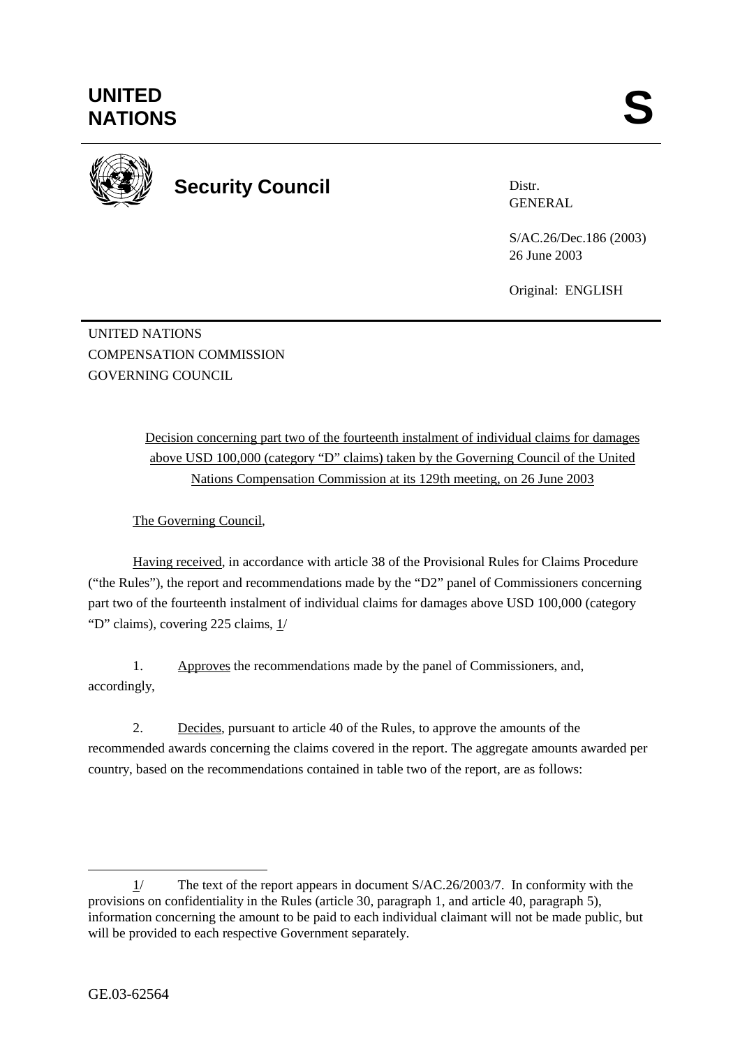UNITED NATIONS

# S

**Security Council**

Distr.
GENERAL

S/AC.26/Dec.186 (2003)
26 June 2003

Original: ENGLISH

UNITED NATIONS
COMPENSATION COMMISSION
GOVERNING COUNCIL

Decision concerning part two of the fourteenth instalment of individual claims for damages above USD 100,000 (category "D" claims) taken by the Governing Council of the United Nations Compensation Commission at its 129th meeting, on 26 June 2003

The Governing Council,

Having received, in accordance with article 38 of the Provisional Rules for Claims Procedure ("the Rules"), the report and recommendations made by the "D2" panel of Commissioners concerning part two of the fourteenth instalment of individual claims for damages above USD 100,000 (category "D" claims), covering 225 claims, 1/

1. Approves the recommendations made by the panel of Commissioners, and, accordingly,

2. Decides, pursuant to article 40 of the Rules, to approve the amounts of the recommended awards concerning the claims covered in the report. The aggregate amounts awarded per country, based on the recommendations contained in table two of the report, are as follows:

1/ The text of the report appears in document S/AC.26/2003/7. In conformity with the provisions on confidentiality in the Rules (article 30, paragraph 1, and article 40, paragraph 5), information concerning the amount to be paid to each individual claimant will not be made public, but will be provided to each respective Government separately.

GE.03-62564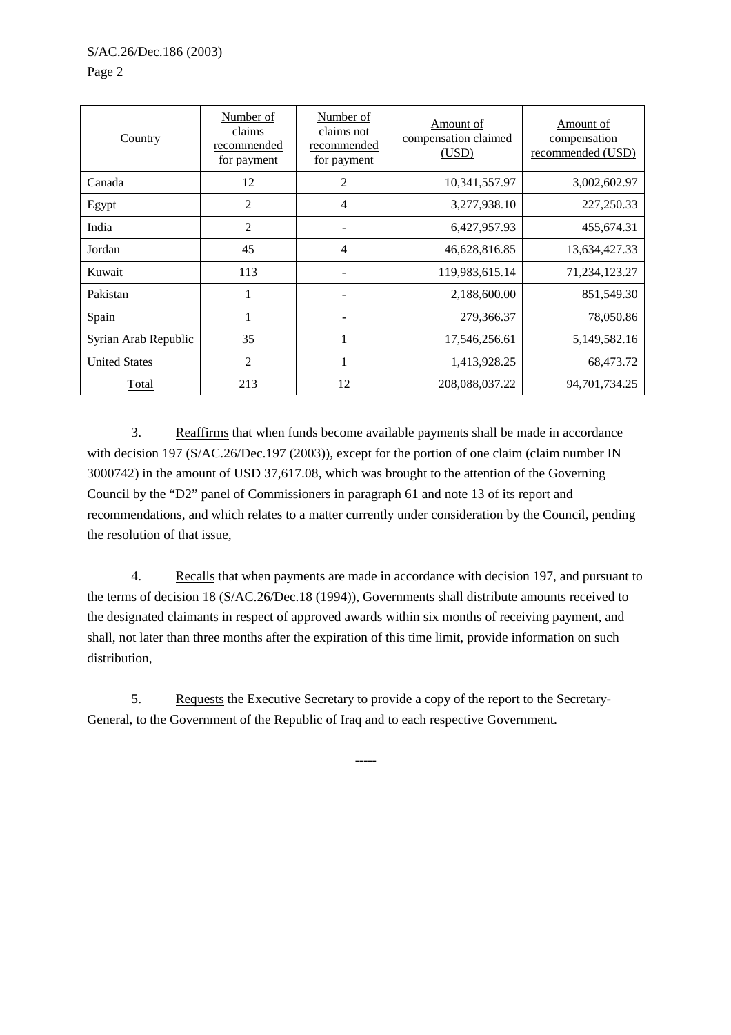| Country | Number of claims recommended for payment | Number of claims not recommended for payment | Amount of compensation claimed (USD) | Amount of compensation recommended (USD) |
|---|---|---|---|---|
| Canada | 12 | 2 | 10,341,557.97 | 3,002,602.97 |
| Egypt | 2 | 4 | 3,277,938.10 | 227,250.33 |
| India | 2 | - | 6,427,957.93 | 455,674.31 |
| Jordan | 45 | 4 | 46,628,816.85 | 13,634,427.33 |
| Kuwait | 113 | - | 119,983,615.14 | 71,234,123.27 |
| Pakistan | 1 | - | 2,188,600.00 | 851,549.30 |
| Spain | 1 | - | 279,366.37 | 78,050.86 |
| Syrian Arab Republic | 35 | 1 | 17,546,256.61 | 5,149,582.16 |
| United States | 2 | 1 | 1,413,928.25 | 68,473.72 |
| Total | 213 | 12 | 208,088,037.22 | 94,701,734.25 |

3. Reaffirms that when funds become available payments shall be made in accordance with decision 197 (S/AC.26/Dec.197 (2003)), except for the portion of one claim (claim number IN 3000742) in the amount of USD 37,617.08, which was brought to the attention of the Governing Council by the "D2" panel of Commissioners in paragraph 61 and note 13 of its report and recommendations, and which relates to a matter currently under consideration by the Council, pending the resolution of that issue,

4. Recalls that when payments are made in accordance with decision 197, and pursuant to the terms of decision 18 (S/AC.26/Dec.18 (1994)), Governments shall distribute amounts received to the designated claimants in respect of approved awards within six months of receiving payment, and shall, not later than three months after the expiration of this time limit, provide information on such distribution,

5. Requests the Executive Secretary to provide a copy of the report to the Secretary-General, to the Government of the Republic of Iraq and to each respective Government.

-----